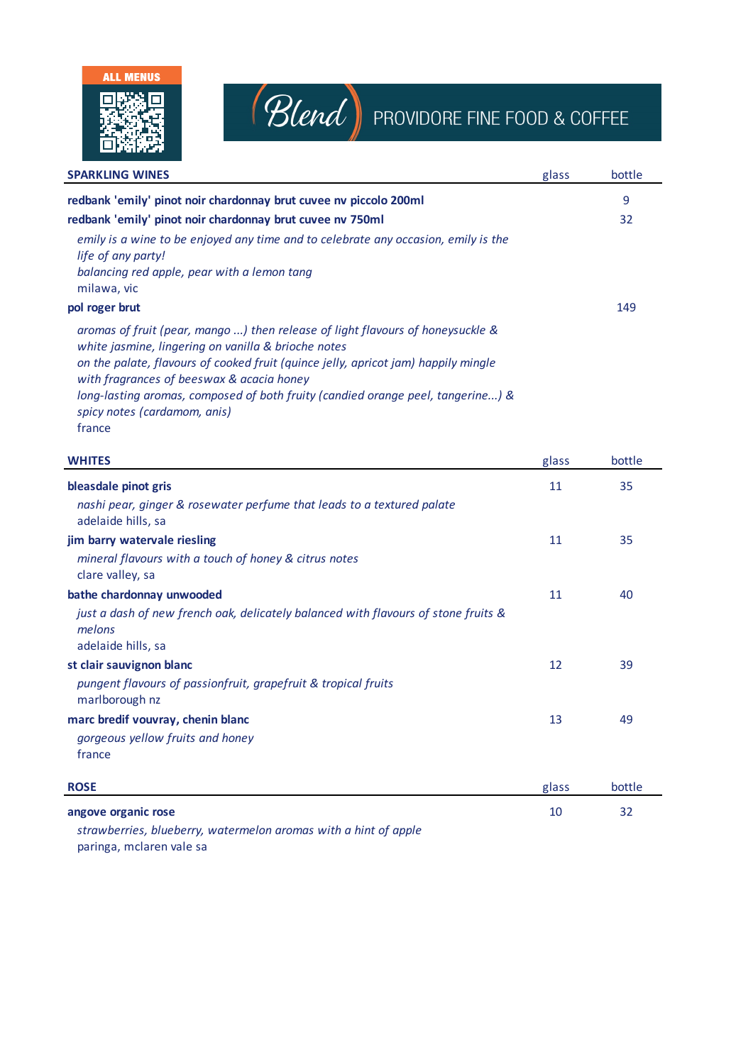ALL MENUS

# Blend PROVIDORE FINE FOOD & COFFEE

## SPARKLING WINES

| | glass | bottle |
|---|---|---|
| **redbank 'emily' pinot noir chardonnay brut cuvee nv piccolo 200ml** | | 9 |
| **redbank 'emily' pinot noir chardonnay brut cuvee nv 750ml** | | 32 |

*emily is a wine to be enjoyed any time and to celebrate any occasion, emily is the life of any party!*
*balancing red apple, pear with a lemon tang*
milawa, vic

| | glass | bottle |
|---|---|---|
| **pol roger brut** | | 149 |

*aromas of fruit (pear, mango ...) then release of light flavours of honeysuckle & white jasmine, lingering on vanilla & brioche notes*
*on the palate, flavours of cooked fruit (quince jelly, apricot jam) happily mingle with fragrances of beeswax & acacia honey*
*long-lasting aromas, composed of both fruity (candied orange peel, tangerine...) & spicy notes (cardamom, anis)*
france

## WHITES

| | glass | bottle |
|---|---|---|
| **bleasdale pinot gris** | 11 | 35 |

*nashi pear, ginger & rosewater perfume that leads to a textured palate*
adelaide hills, sa

| | glass | bottle |
|---|---|---|
| **jim barry watervale riesling** | 11 | 35 |

*mineral flavours with a touch of honey & citrus notes*
clare valley, sa

| | glass | bottle |
|---|---|---|
| **bathe chardonnay unwooded** | 11 | 40 |

*just a dash of new french oak, delicately balanced with flavours of stone fruits & melons*
adelaide hills, sa

| | glass | bottle |
|---|---|---|
| **st clair sauvignon blanc** | 12 | 39 |

*pungent flavours of passionfruit, grapefruit & tropical fruits*
marlborough nz

| | glass | bottle |
|---|---|---|
| **marc bredif vouvray, chenin blanc** | 13 | 49 |

*gorgeous yellow fruits and honey*
france

## ROSE

| | glass | bottle |
|---|---|---|
| **angove organic rose** | 10 | 32 |

*strawberries, blueberry, watermelon aromas with a hint of apple*
paringa, mclaren vale sa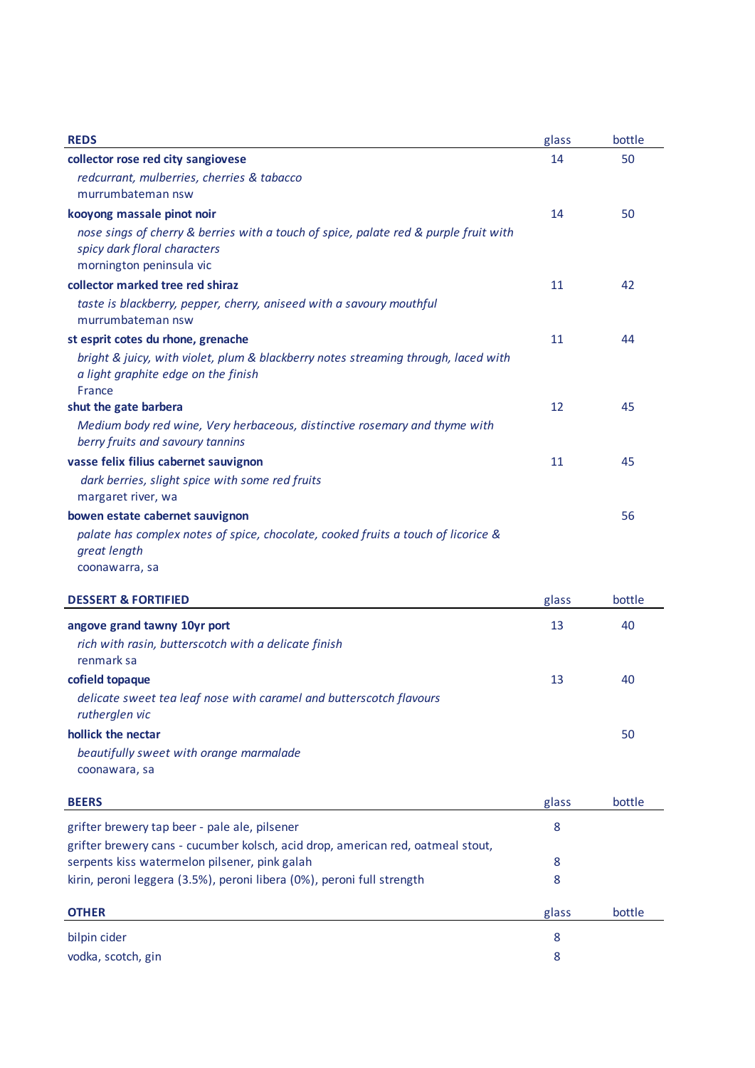| REDS | glass | bottle |
|---|---|---|
| **collector rose red city sangiovese** | 14 | 50 |
| *redcurrant, mulberries, cherries & tobacco* murrumbateman nsw | | |
| **kooyong massale pinot noir** | 14 | 50 |
| *nose sings of cherry & berries with a touch of spice, palate red & purple fruit with spicy dark floral characters* mornington peninsula vic | | |
| **collector marked tree red shiraz** | 11 | 42 |
| *taste is blackberry, pepper, cherry, aniseed with a savoury mouthful* murrumbateman nsw | | |
| **st esprit cotes du rhone, grenache** | 11 | 44 |
| *bright & juicy, with violet, plum & blackberry notes streaming through, laced with a light graphite edge on the finish* France | | |
| **shut the gate barbera** | 12 | 45 |
| *Medium body red wine, Very herbaceous, distinctive rosemary and thyme with berry fruits and savoury tannins* | | |
| **vasse felix filius cabernet sauvignon** | 11 | 45 |
| *dark berries, slight spice with some red fruits* margaret river, wa | | |
| **bowen estate cabernet sauvignon** | | 56 |
| *palate has complex notes of spice, chocolate, cooked fruits a touch of licorice & great length* coonawarra, sa | | |

| DESSERT & FORTIFIED | glass | bottle |
|---|---|---|
| **angove grand tawny 10yr port** | 13 | 40 |
| *rich with rasin, butterscotch with a delicate finish* renmark sa | | |
| **cofield topaque** | 13 | 40 |
| *delicate sweet tea leaf nose with caramel and butterscotch flavours* *rutherglen vic* | | |
| **hollick the nectar** | | 50 |
| *beautifully sweet with orange marmalade* coonawara, sa | | |

| BEERS | glass | bottle |
|---|---|---|
| grifter brewery tap beer - pale ale, pilsener | 8 | |
| grifter brewery cans - cucumber kolsch, acid drop, american red, oatmeal stout, serpents kiss watermelon pilsener, pink galah | 8 | |
| kirin, peroni leggera (3.5%), peroni libera (0%), peroni full strength | 8 | |

| OTHER | glass | bottle |
|---|---|---|
| bilpin cider | 8 | |
| vodka, scotch, gin | 8 | |